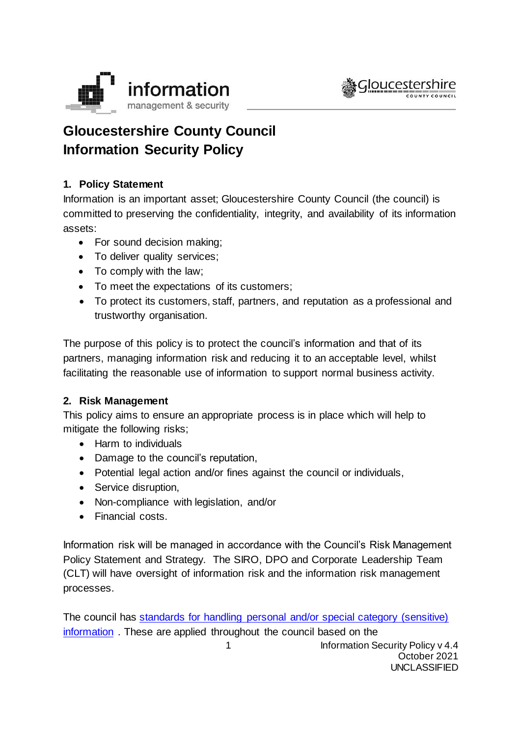# Gloucestershire County Council Information Security Policy

## 1. Policy Statement

Information is an important asset; Gloucestershire County Council (the council) is committed to preserving the confidentiality, integrity, and availability of its information assets:

- For sound decision making;
- To deliver quality services;
- To comply with the law;
- To meet the expectations of its customers;
- To protect its customers, staff, partners, and reputation as a professional and trustworthy organisation.

The purpose of this policy is to protect the council's information and that of its partners, managing information risk and reducing it to an acceptable level, whilst facilitating the reasonable use of information to support normal business activity.

## 2. Risk Management

This policy aims to ensure an appropriate process is in place which will help to mitigate the following risks;

- Harm to individuals
- Damage to the council's reputation,
- Potential legal action and/or fines against the council or individuals,
- Service disruption,
- Non-compliance with legislation, and/or
- Financial costs.

Information risk will be managed in accordance with the Council's Risk Management Policy Statement and Strategy. The SIRO, DPO and Corporate Leadership Team (CLT) will have oversight of information risk and the information risk management processes.

The council has standards for handling personal and/or special category (sensitive) information . These are applied throughout the council based on the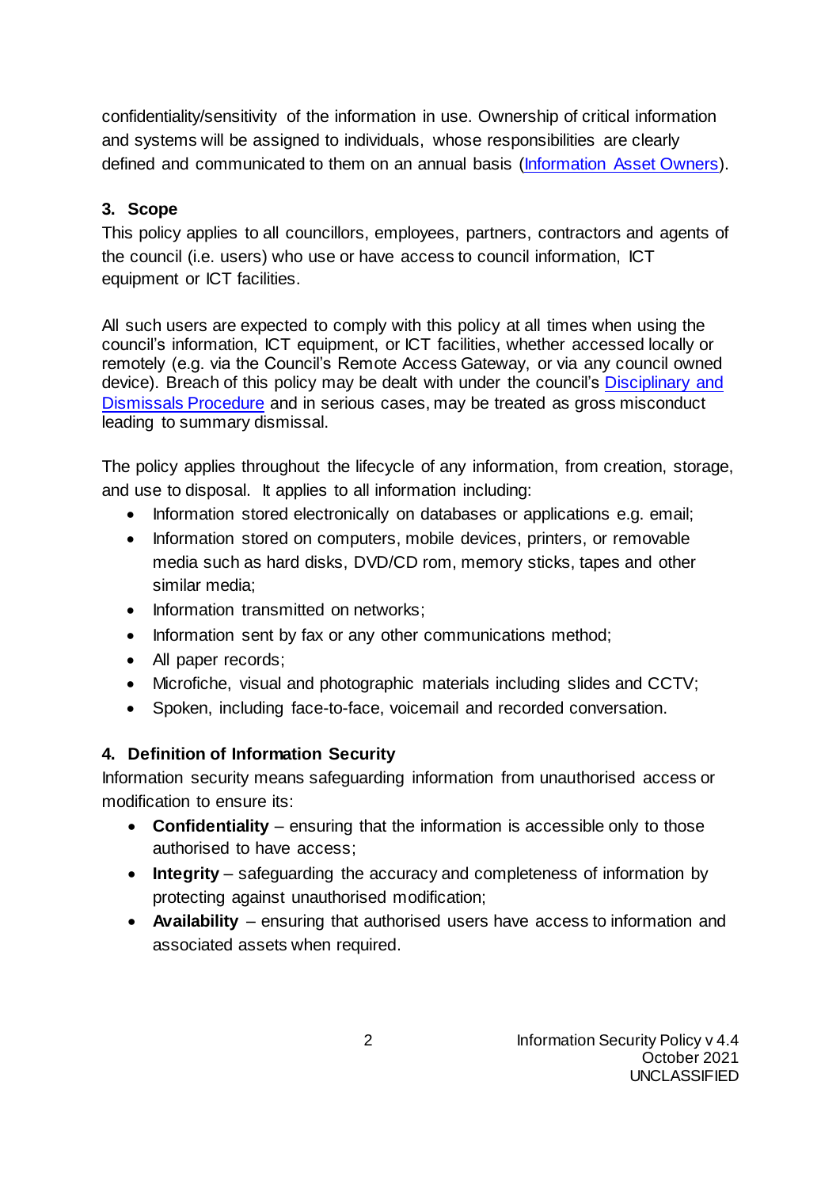confidentiality/sensitivity of the information in use. Ownership of critical information and systems will be assigned to individuals, whose responsibilities are clearly defined and communicated to them on an annual basis (Information Asset Owners).

## 3. Scope

This policy applies to all councillors, employees, partners, contractors and agents of the council (i.e. users) who use or have access to council information, ICT equipment or ICT facilities.

All such users are expected to comply with this policy at all times when using the council's information, ICT equipment, or ICT facilities, whether accessed locally or remotely (e.g. via the Council's Remote Access Gateway, or via any council owned device). Breach of this policy may be dealt with under the council's Disciplinary and Dismissals Procedure and in serious cases, may be treated as gross misconduct leading to summary dismissal.

The policy applies throughout the lifecycle of any information, from creation, storage, and use to disposal. It applies to all information including:

- Information stored electronically on databases or applications e.g. email;
- Information stored on computers, mobile devices, printers, or removable media such as hard disks, DVD/CD rom, memory sticks, tapes and other similar media;
- Information transmitted on networks;
- Information sent by fax or any other communications method;
- All paper records;
- Microfiche, visual and photographic materials including slides and CCTV;
- Spoken, including face-to-face, voicemail and recorded conversation.

## 4. Definition of Information Security

Information security means safeguarding information from unauthorised access or modification to ensure its:

- **Confidentiality** – ensuring that the information is accessible only to those authorised to have access;
- **Integrity** – safeguarding the accuracy and completeness of information by protecting against unauthorised modification;
- **Availability** – ensuring that authorised users have access to information and associated assets when required.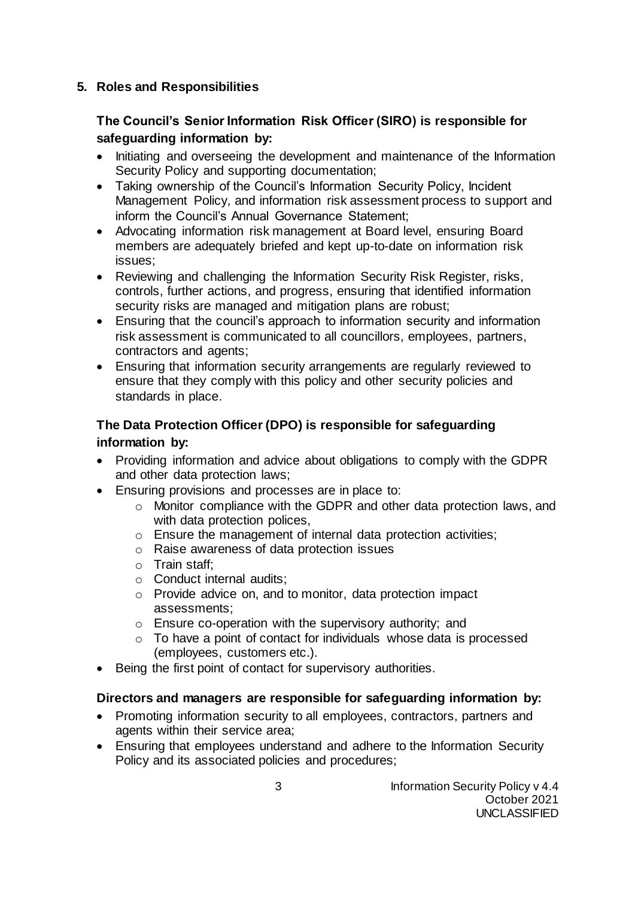## 5. Roles and Responsibilities

**The Council's Senior Information Risk Officer (SIRO) is responsible for safeguarding information by:**

- Initiating and overseeing the development and maintenance of the Information Security Policy and supporting documentation;
- Taking ownership of the Council's Information Security Policy, Incident Management Policy, and information risk assessment process to support and inform the Council's Annual Governance Statement;
- Advocating information risk management at Board level, ensuring Board members are adequately briefed and kept up-to-date on information risk issues;
- Reviewing and challenging the Information Security Risk Register, risks, controls, further actions, and progress, ensuring that identified information security risks are managed and mitigation plans are robust;
- Ensuring that the council's approach to information security and information risk assessment is communicated to all councillors, employees, partners, contractors and agents;
- Ensuring that information security arrangements are regularly reviewed to ensure that they comply with this policy and other security policies and standards in place.

**The Data Protection Officer (DPO) is responsible for safeguarding information by:**

- Providing information and advice about obligations to comply with the GDPR and other data protection laws;
- Ensuring provisions and processes are in place to:
  - Monitor compliance with the GDPR and other data protection laws, and with data protection polices,
  - Ensure the management of internal data protection activities;
  - Raise awareness of data protection issues
  - Train staff;
  - Conduct internal audits;
  - Provide advice on, and to monitor, data protection impact assessments;
  - Ensure co-operation with the supervisory authority; and
  - To have a point of contact for individuals whose data is processed (employees, customers etc.).
- Being the first point of contact for supervisory authorities.

**Directors and managers are responsible for safeguarding information by:**

- Promoting information security to all employees, contractors, partners and agents within their service area;
- Ensuring that employees understand and adhere to the Information Security Policy and its associated policies and procedures;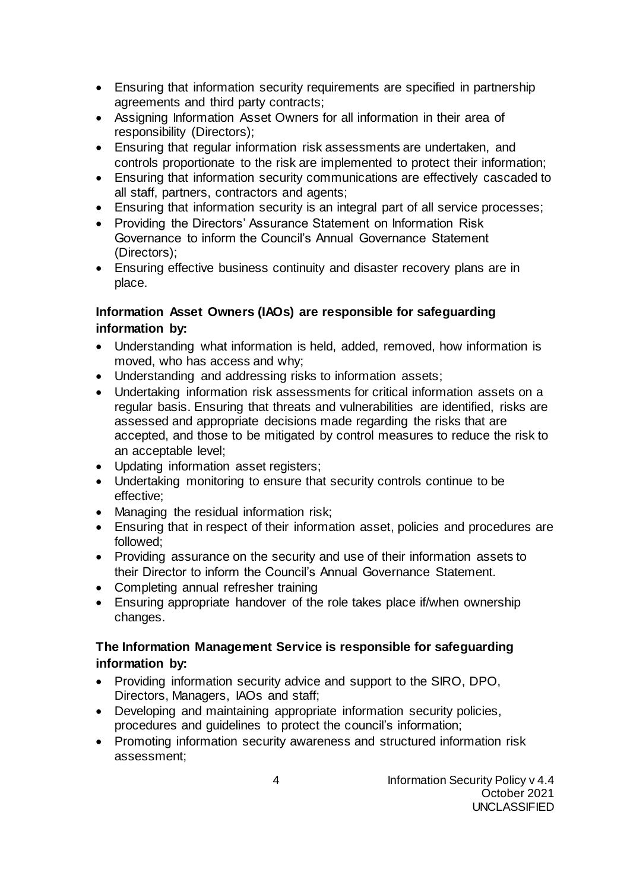- Ensuring that information security requirements are specified in partnership agreements and third party contracts;
- Assigning Information Asset Owners for all information in their area of responsibility (Directors);
- Ensuring that regular information risk assessments are undertaken, and controls proportionate to the risk are implemented to protect their information;
- Ensuring that information security communications are effectively cascaded to all staff, partners, contractors and agents;
- Ensuring that information security is an integral part of all service processes;
- Providing the Directors' Assurance Statement on Information Risk Governance to inform the Council's Annual Governance Statement (Directors);
- Ensuring effective business continuity and disaster recovery plans are in place.

**Information Asset Owners (IAOs) are responsible for safeguarding information by:**

- Understanding what information is held, added, removed, how information is moved, who has access and why;
- Understanding and addressing risks to information assets;
- Undertaking information risk assessments for critical information assets on a regular basis. Ensuring that threats and vulnerabilities are identified, risks are assessed and appropriate decisions made regarding the risks that are accepted, and those to be mitigated by control measures to reduce the risk to an acceptable level;
- Updating information asset registers;
- Undertaking monitoring to ensure that security controls continue to be effective;
- Managing the residual information risk;
- Ensuring that in respect of their information asset, policies and procedures are followed;
- Providing assurance on the security and use of their information assets to their Director to inform the Council's Annual Governance Statement.
- Completing annual refresher training
- Ensuring appropriate handover of the role takes place if/when ownership changes.

**The Information Management Service is responsible for safeguarding information by:**

- Providing information security advice and support to the SIRO, DPO, Directors, Managers, IAOs and staff;
- Developing and maintaining appropriate information security policies, procedures and guidelines to protect the council's information;
- Promoting information security awareness and structured information risk assessment;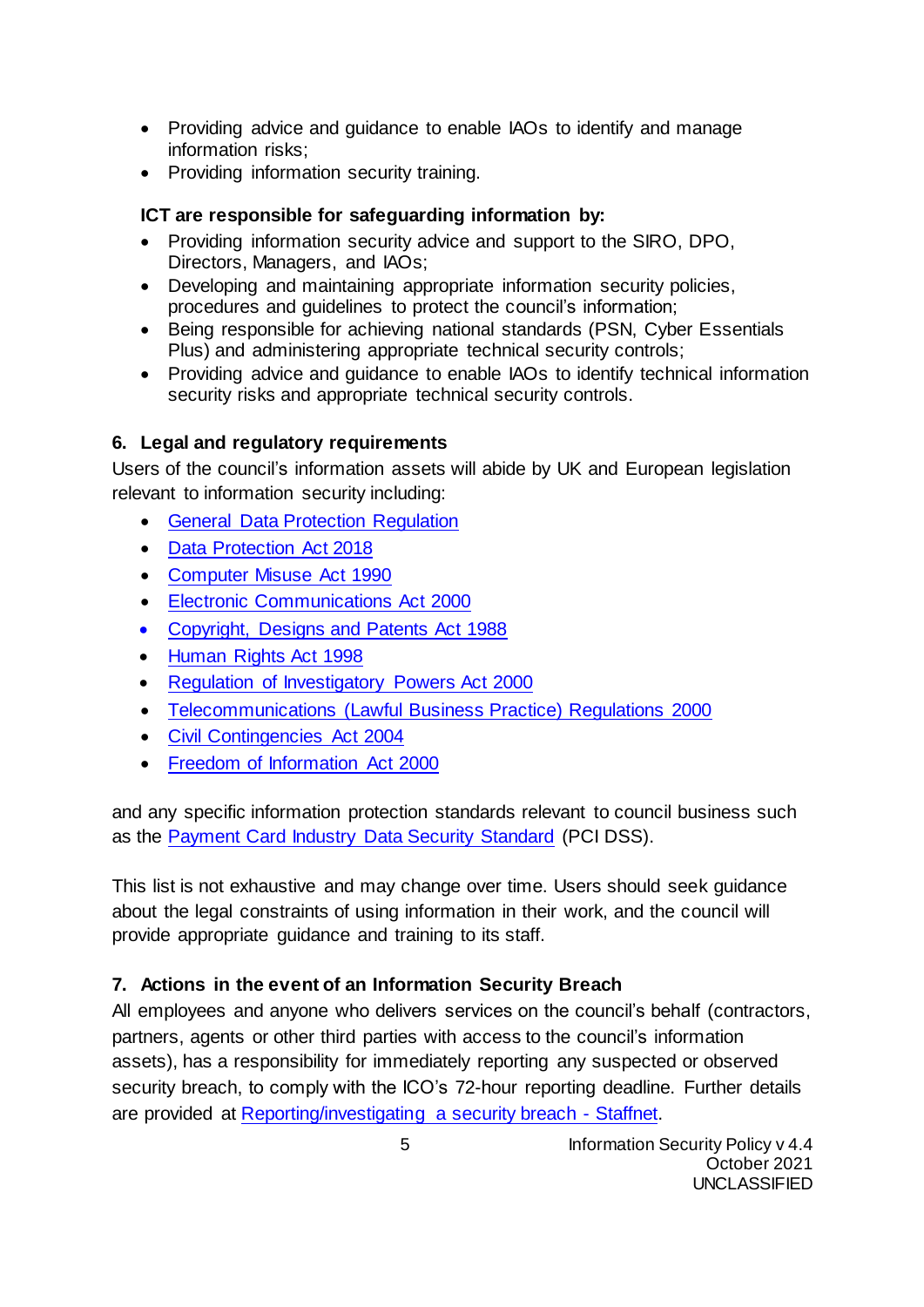- Providing advice and guidance to enable IAOs to identify and manage information risks;
- Providing information security training.

**ICT are responsible for safeguarding information by:**

- Providing information security advice and support to the SIRO, DPO, Directors, Managers, and IAOs;
- Developing and maintaining appropriate information security policies, procedures and guidelines to protect the council's information;
- Being responsible for achieving national standards (PSN, Cyber Essentials Plus) and administering appropriate technical security controls;
- Providing advice and guidance to enable IAOs to identify technical information security risks and appropriate technical security controls.

## 6. Legal and regulatory requirements

Users of the council's information assets will abide by UK and European legislation relevant to information security including:

- General Data Protection Regulation
- Data Protection Act 2018
- Computer Misuse Act 1990
- Electronic Communications Act 2000
- Copyright, Designs and Patents Act 1988
- Human Rights Act 1998
- Regulation of Investigatory Powers Act 2000
- Telecommunications (Lawful Business Practice) Regulations 2000
- Civil Contingencies Act 2004
- Freedom of Information Act 2000

and any specific information protection standards relevant to council business such as the Payment Card Industry Data Security Standard (PCI DSS).

This list is not exhaustive and may change over time. Users should seek guidance about the legal constraints of using information in their work, and the council will provide appropriate guidance and training to its staff.

## 7. Actions in the event of an Information Security Breach

All employees and anyone who delivers services on the council's behalf (contractors, partners, agents or other third parties with access to the council's information assets), has a responsibility for immediately reporting any suspected or observed security breach, to comply with the ICO's 72-hour reporting deadline. Further details are provided at Reporting/investigating a security breach - Staffnet.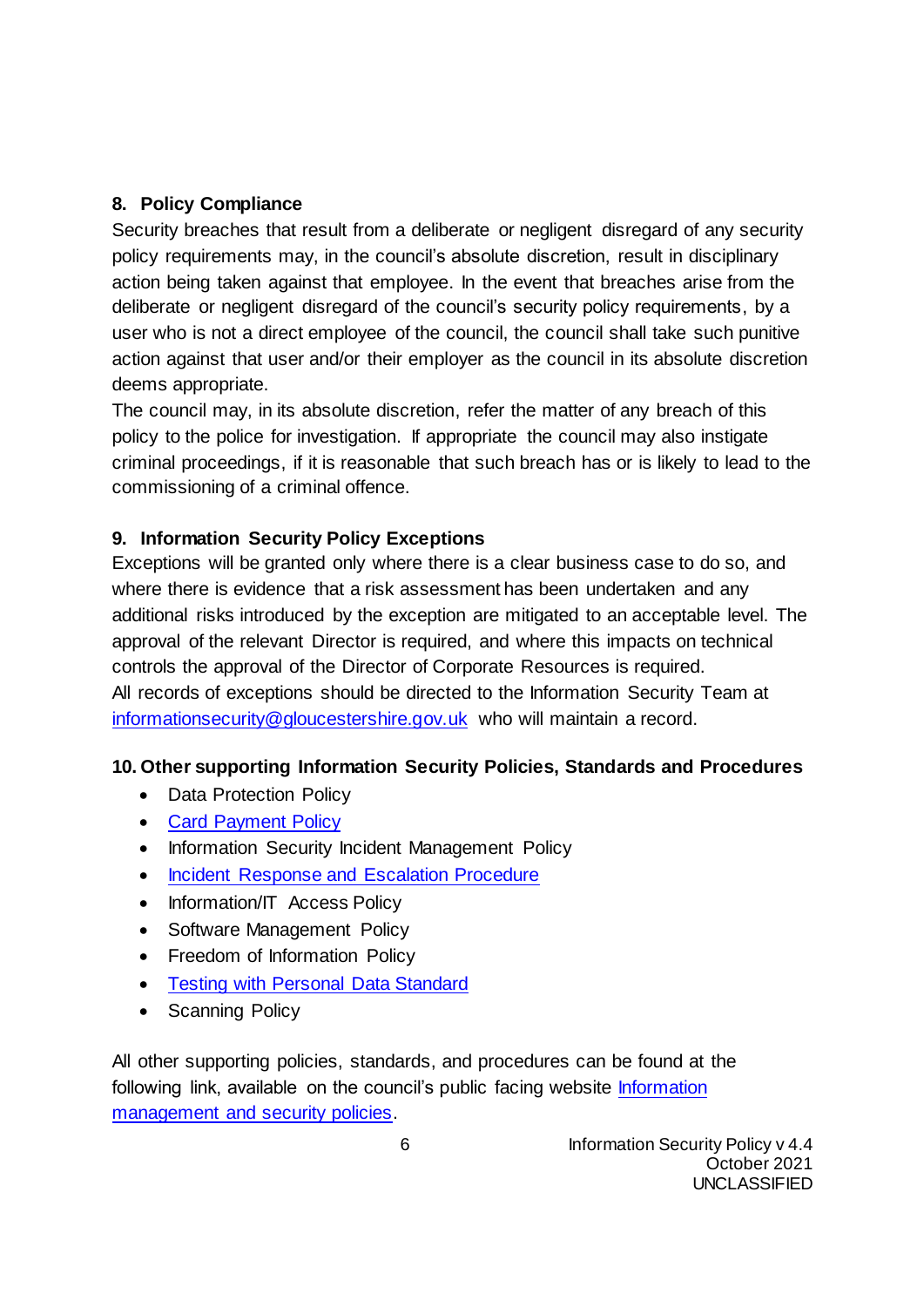## 8. Policy Compliance

Security breaches that result from a deliberate or negligent disregard of any security policy requirements may, in the council's absolute discretion, result in disciplinary action being taken against that employee. In the event that breaches arise from the deliberate or negligent disregard of the council's security policy requirements, by a user who is not a direct employee of the council, the council shall take such punitive action against that user and/or their employer as the council in its absolute discretion deems appropriate.

The council may, in its absolute discretion, refer the matter of any breach of this policy to the police for investigation. If appropriate the council may also instigate criminal proceedings, if it is reasonable that such breach has or is likely to lead to the commissioning of a criminal offence.

## 9. Information Security Policy Exceptions

Exceptions will be granted only where there is a clear business case to do so, and where there is evidence that a risk assessment has been undertaken and any additional risks introduced by the exception are mitigated to an acceptable level. The approval of the relevant Director is required, and where this impacts on technical controls the approval of the Director of Corporate Resources is required.

All records of exceptions should be directed to the Information Security Team at informationsecurity@gloucestershire.gov.uk who will maintain a record.

## 10. Other supporting Information Security Policies, Standards and Procedures

- Data Protection Policy
- Card Payment Policy
- Information Security Incident Management Policy
- Incident Response and Escalation Procedure
- Information/IT Access Policy
- Software Management Policy
- Freedom of Information Policy
- Testing with Personal Data Standard
- Scanning Policy

All other supporting policies, standards, and procedures can be found at the following link, available on the council's public facing website Information management and security policies.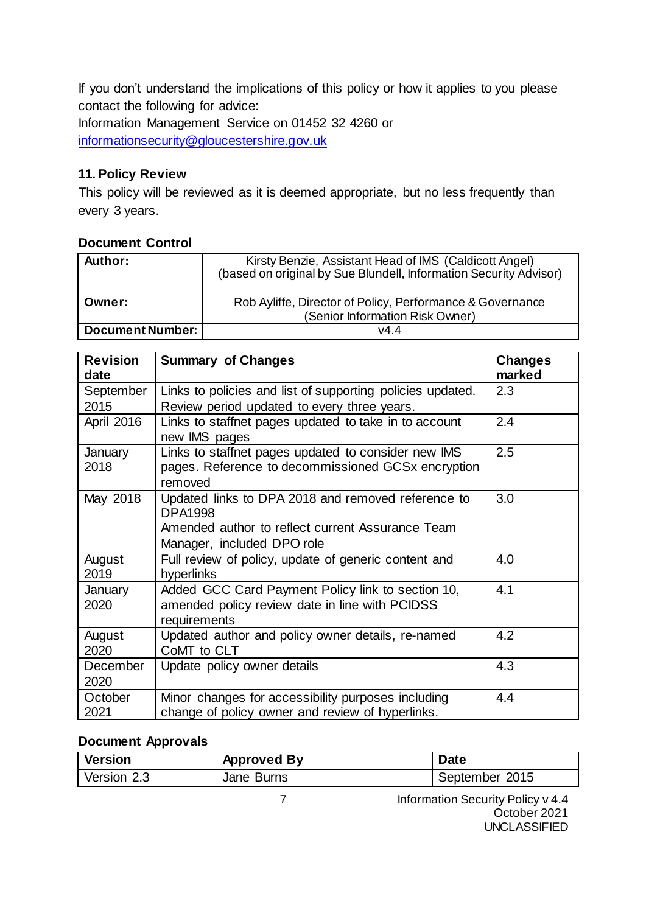If you don't understand the implications of this policy or how it applies to you please contact the following for advice:
Information Management Service on 01452 32 4260 or
informationsecurity@gloucestershire.gov.uk

## 11. Policy Review

This policy will be reviewed as it is deemed appropriate, but no less frequently than every 3 years.

### Document Control

| | |
|---|---|
| **Author:** | Kirsty Benzie, Assistant Head of IMS (Caldicott Angel) (based on original by Sue Blundell, Information Security Advisor) |
| **Owner:** | Rob Ayliffe, Director of Policy, Performance & Governance (Senior Information Risk Owner) |
| **Document Number:** | v4.4 |

| Revision date | Summary of Changes | Changes marked |
|---|---|---|
| September 2015 | Links to policies and list of supporting policies updated. Review period updated to every three years. | 2.3 |
| April 2016 | Links to staffnet pages updated to take in to account new IMS pages | 2.4 |
| January 2018 | Links to staffnet pages updated to consider new IMS pages. Reference to decommissioned GCSx encryption removed | 2.5 |
| May 2018 | Updated links to DPA 2018 and removed reference to DPA1998<br>Amended author to reflect current Assurance Team Manager, included DPO role | 3.0 |
| August 2019 | Full review of policy, update of generic content and hyperlinks | 4.0 |
| January 2020 | Added GCC Card Payment Policy link to section 10, amended policy review date in line with PCIDSS requirements | 4.1 |
| August 2020 | Updated author and policy owner details, re-named CoMT to CLT | 4.2 |
| December 2020 | Update policy owner details | 4.3 |
| October 2021 | Minor changes for accessibility purposes including change of policy owner and review of hyperlinks. | 4.4 |

### Document Approvals

| Version | Approved By | Date |
|---|---|---|
| Version 2.3 | Jane Burns | September 2015 |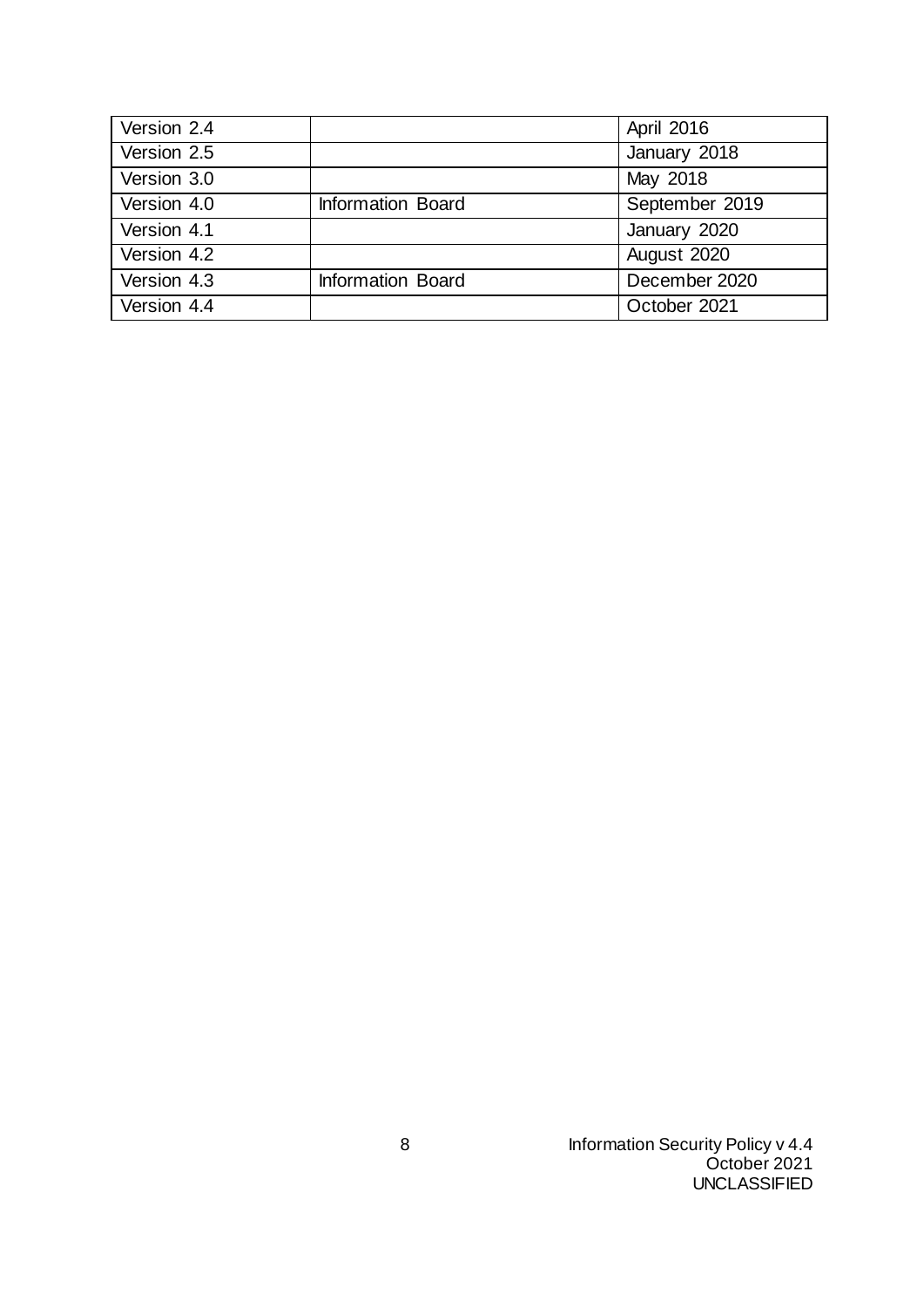| | | |
|---|---|---|
| Version 2.4 | | April 2016 |
| Version 2.5 | | January 2018 |
| Version 3.0 | | May 2018 |
| Version 4.0 | Information Board | September 2019 |
| Version 4.1 | | January 2020 |
| Version 4.2 | | August 2020 |
| Version 4.3 | Information Board | December 2020 |
| Version 4.4 | | October 2021 |